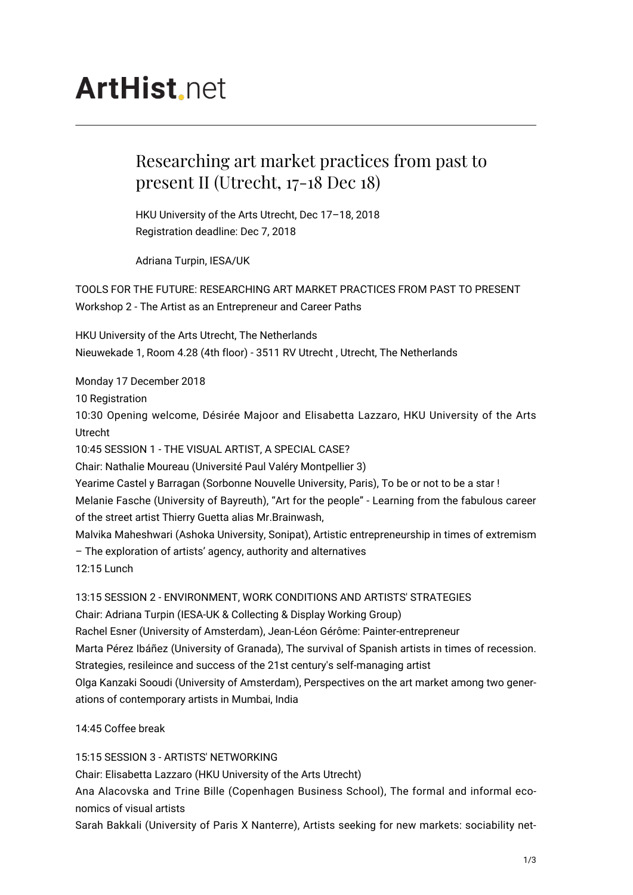# ArtHist.net

## Researching art market practices from past to present II (Utrecht, 17-18 Dec 18)

HKU University of the Arts Utrecht, Dec 17–18, 2018
Registration deadline: Dec 7, 2018

Adriana Turpin, IESA/UK

TOOLS FOR THE FUTURE: RESEARCHING ART MARKET PRACTICES FROM PAST TO PRESENT
Workshop 2 - The Artist as an Entrepreneur and Career Paths

HKU University of the Arts Utrecht, The Netherlands
Nieuwekade 1, Room 4.28 (4th floor) - 3511 RV Utrecht , Utrecht, The Netherlands

Monday 17 December 2018
10 Registration
10:30 Opening welcome, Désirée Majoor and Elisabetta Lazzaro, HKU University of the Arts Utrecht
10:45 SESSION 1 - THE VISUAL ARTIST, A SPECIAL CASE?
Chair: Nathalie Moureau (Université Paul Valéry Montpellier 3)
Yearime Castel y Barragan (Sorbonne Nouvelle University, Paris), To be or not to be a star !
Melanie Fasche (University of Bayreuth), "Art for the people" - Learning from the fabulous career of the street artist Thierry Guetta alias Mr.Brainwash,
Malvika Maheshwari (Ashoka University, Sonipat), Artistic entrepreneurship in times of extremism – The exploration of artists' agency, authority and alternatives
12:15 Lunch

13:15 SESSION 2 - ENVIRONMENT, WORK CONDITIONS AND ARTISTS' STRATEGIES
Chair: Adriana Turpin (IESA-UK & Collecting & Display Working Group)
Rachel Esner (University of Amsterdam), Jean-Léon Gérôme: Painter-entrepreneur
Marta Pérez Ibáñez (University of Granada), The survival of Spanish artists in times of recession. Strategies, resileince and success of the 21st century's self-managing artist
Olga Kanzaki Sooudi (University of Amsterdam), Perspectives on the art market among two generations of contemporary artists in Mumbai, India

14:45 Coffee break

15:15 SESSION 3 - ARTISTS' NETWORKING
Chair: Elisabetta Lazzaro (HKU University of the Arts Utrecht)
Ana Alacovska and Trine Bille (Copenhagen Business School), The formal and informal economics of visual artists
Sarah Bakkali (University of Paris X Nanterre), Artists seeking for new markets: sociability net-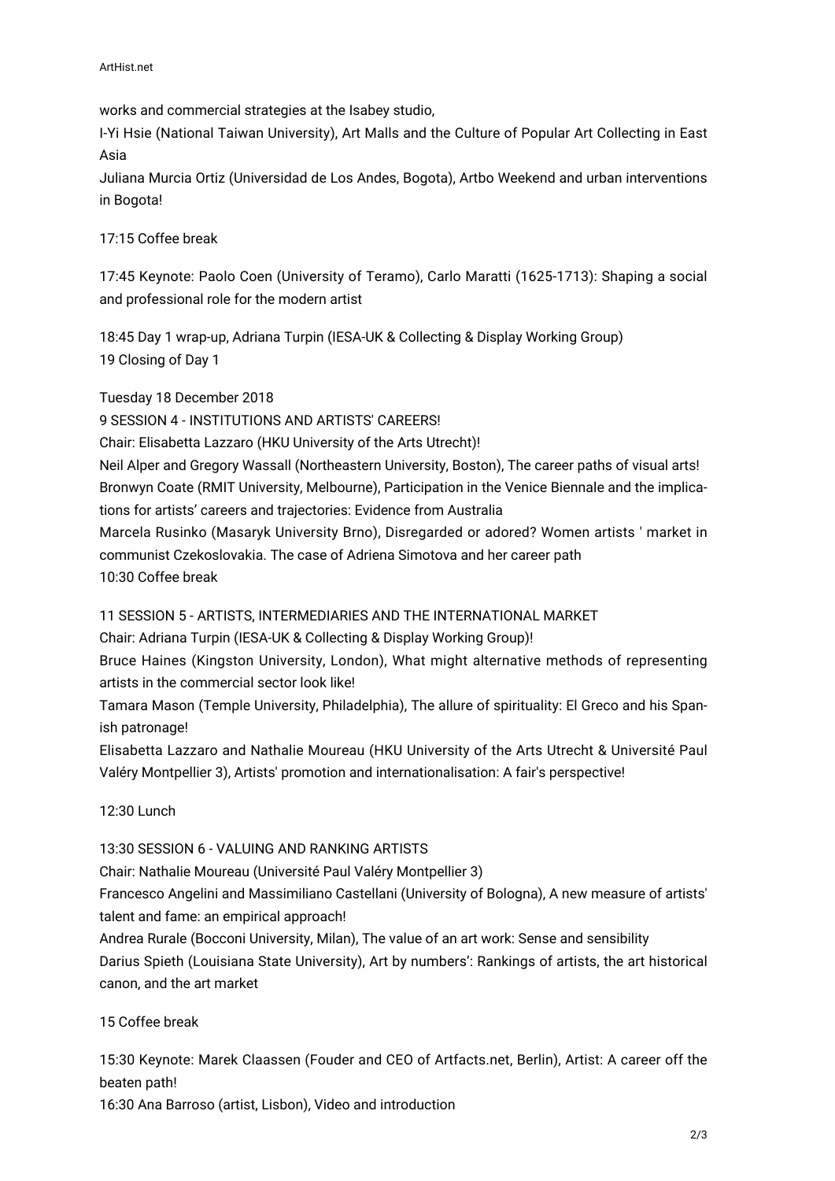works and commercial strategies at the Isabey studio,
I-Yi Hsie (National Taiwan University), Art Malls and the Culture of Popular Art Collecting in East Asia
Juliana Murcia Ortiz (Universidad de Los Andes, Bogota), Artbo Weekend and urban interventions in Bogota!

17:15 Coffee break

17:45 Keynote: Paolo Coen (University of Teramo), Carlo Maratti (1625-1713): Shaping a social and professional role for the modern artist

18:45 Day 1 wrap-up, Adriana Turpin (IESA-UK & Collecting & Display Working Group)
19 Closing of Day 1

Tuesday 18 December 2018
9 SESSION 4 - INSTITUTIONS AND ARTISTS' CAREERS!
Chair: Elisabetta Lazzaro (HKU University of the Arts Utrecht)!
Neil Alper and Gregory Wassall (Northeastern University, Boston), The career paths of visual arts!
Bronwyn Coate (RMIT University, Melbourne), Participation in the Venice Biennale and the implications for artists' careers and trajectories: Evidence from Australia
Marcela Rusinko (Masaryk University Brno), Disregarded or adored? Women artists ' market in communist Czekoslovakia. The case of Adriena Simotova and her career path
10:30 Coffee break

11 SESSION 5 - ARTISTS, INTERMEDIARIES AND THE INTERNATIONAL MARKET
Chair: Adriana Turpin (IESA-UK & Collecting & Display Working Group)!
Bruce Haines (Kingston University, London), What might alternative methods of representing artists in the commercial sector look like!
Tamara Mason (Temple University, Philadelphia), The allure of spirituality: El Greco and his Spanish patronage!
Elisabetta Lazzaro and Nathalie Moureau (HKU University of the Arts Utrecht & Université Paul Valéry Montpellier 3), Artists' promotion and internationalisation: A fair's perspective!

12:30 Lunch

13:30 SESSION 6 - VALUING AND RANKING ARTISTS
Chair: Nathalie Moureau (Université Paul Valéry Montpellier 3)
Francesco Angelini and Massimiliano Castellani (University of Bologna), A new measure of artists' talent and fame: an empirical approach!
Andrea Rurale (Bocconi University, Milan), The value of an art work: Sense and sensibility
Darius Spieth (Louisiana State University), Art by numbers': Rankings of artists, the art historical canon, and the art market

15 Coffee break

15:30 Keynote: Marek Claassen (Fouder and CEO of Artfacts.net, Berlin), Artist: A career off the beaten path!
16:30 Ana Barroso (artist, Lisbon), Video and introduction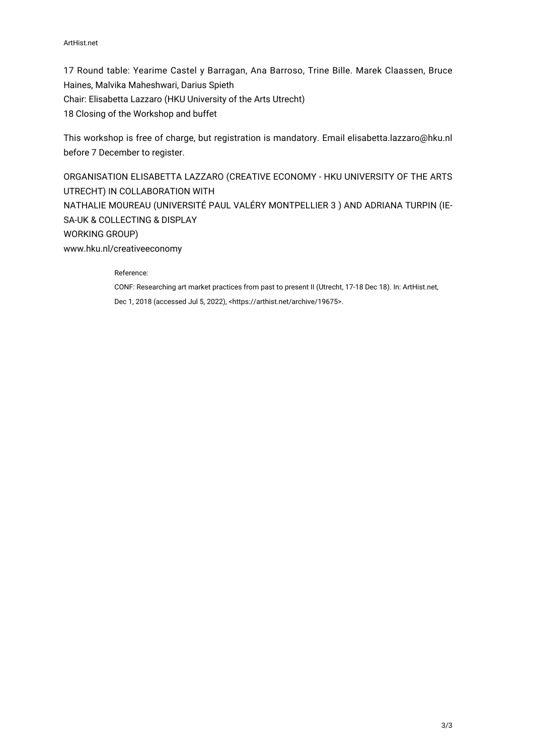17 Round table: Yearime Castel y Barragan, Ana Barroso, Trine Bille. Marek Claassen, Bruce Haines, Malvika Maheshwari, Darius Spieth
Chair: Elisabetta Lazzaro (HKU University of the Arts Utrecht)
18 Closing of the Workshop and buffet

This workshop is free of charge, but registration is mandatory. Email elisabetta.lazzaro@hku.nl before 7 December to register.

ORGANISATION ELISABETTA LAZZARO (CREATIVE ECONOMY - HKU UNIVERSITY OF THE ARTS UTRECHT) IN COLLABORATION WITH
NATHALIE MOUREAU (UNIVERSITÉ PAUL VALÉRY MONTPELLIER 3 ) AND ADRIANA TURPIN (IE-SA-UK & COLLECTING & DISPLAY
WORKING GROUP)
www.hku.nl/creativeeconomy

Reference:

CONF: Researching art market practices from past to present II (Utrecht, 17-18 Dec 18). In: ArtHist.net, Dec 1, 2018 (accessed Jul 5, 2022), <https://arthist.net/archive/19675>.